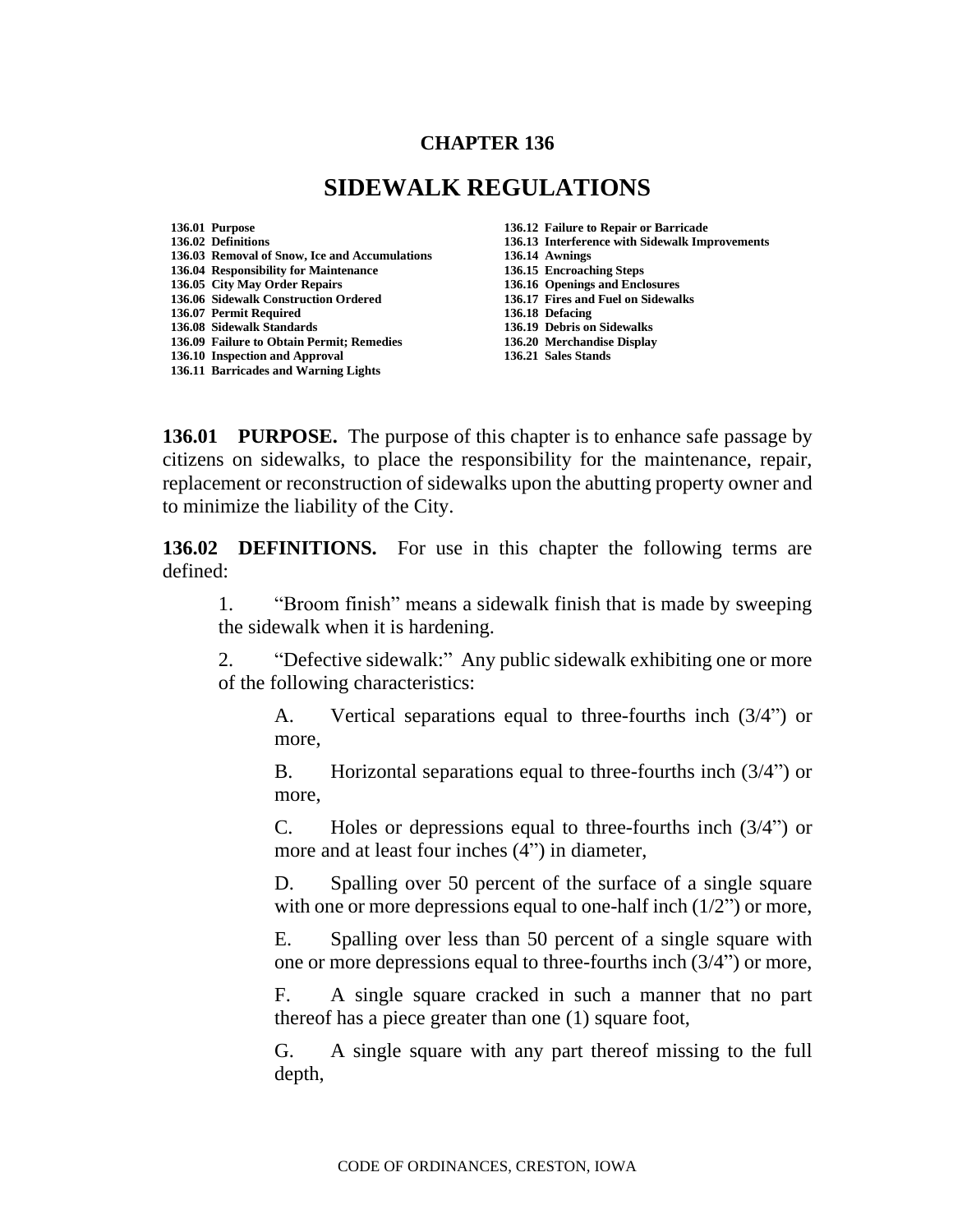# CHAPTER 136

# SIDEWALK REGULATIONS

- 136.01 Purpose
- 136.02 Definitions
- 136.03 Removal of Snow, Ice and Accumulations
- 136.04 Responsibility for Maintenance
- 136.05 City May Order Repairs
- 136.06 Sidewalk Construction Ordered
- 136.07 Permit Required
- 136.08 Sidewalk Standards
- 136.09 Failure to Obtain Permit; Remedies
- 136.10 Inspection and Approval
- 136.11 Barricades and Warning Lights
- 136.12 Failure to Repair or Barricade
- 136.13 Interference with Sidewalk Improvements
- 136.14 Awnings
- 136.15 Encroaching Steps
- 136.16 Openings and Enclosures
- 136.17 Fires and Fuel on Sidewalks
- 136.18 Defacing
- 136.19 Debris on Sidewalks
- 136.20 Merchandise Display
- 136.21 Sales Stands

**136.01 PURPOSE.** The purpose of this chapter is to enhance safe passage by citizens on sidewalks, to place the responsibility for the maintenance, repair, replacement or reconstruction of sidewalks upon the abutting property owner and to minimize the liability of the City.

**136.02 DEFINITIONS.** For use in this chapter the following terms are defined:

1. "Broom finish" means a sidewalk finish that is made by sweeping the sidewalk when it is hardening.

2. "Defective sidewalk:" Any public sidewalk exhibiting one or more of the following characteristics:

   A. Vertical separations equal to three-fourths inch (3/4") or more,

   B. Horizontal separations equal to three-fourths inch (3/4") or more,

   C. Holes or depressions equal to three-fourths inch (3/4") or more and at least four inches (4") in diameter,

   D. Spalling over 50 percent of the surface of a single square with one or more depressions equal to one-half inch (1/2") or more,

   E. Spalling over less than 50 percent of a single square with one or more depressions equal to three-fourths inch (3/4") or more,

   F. A single square cracked in such a manner that no part thereof has a piece greater than one (1) square foot,

   G. A single square with any part thereof missing to the full depth,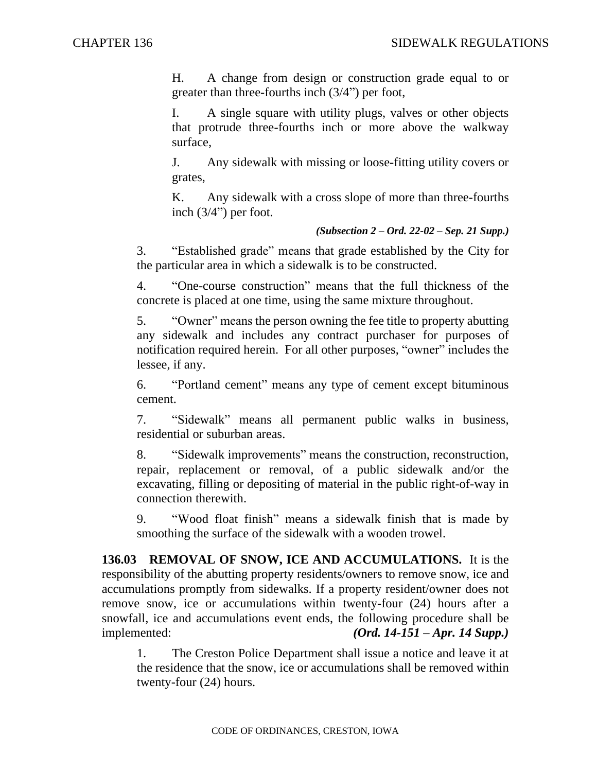H. A change from design or construction grade equal to or greater than three-fourths inch (3/4") per foot,

I. A single square with utility plugs, valves or other objects that protrude three-fourths inch or more above the walkway surface,

J. Any sidewalk with missing or loose-fitting utility covers or grates,

K. Any sidewalk with a cross slope of more than three-fourths inch (3/4") per foot.

***(Subsection 2 – Ord. 22-02 – Sep. 21 Supp.)***

3. "Established grade" means that grade established by the City for the particular area in which a sidewalk is to be constructed.

4. "One-course construction" means that the full thickness of the concrete is placed at one time, using the same mixture throughout.

5. "Owner" means the person owning the fee title to property abutting any sidewalk and includes any contract purchaser for purposes of notification required herein. For all other purposes, "owner" includes the lessee, if any.

6. "Portland cement" means any type of cement except bituminous cement.

7. "Sidewalk" means all permanent public walks in business, residential or suburban areas.

8. "Sidewalk improvements" means the construction, reconstruction, repair, replacement or removal, of a public sidewalk and/or the excavating, filling or depositing of material in the public right-of-way in connection therewith.

9. "Wood float finish" means a sidewalk finish that is made by smoothing the surface of the sidewalk with a wooden trowel.

**136.03 REMOVAL OF SNOW, ICE AND ACCUMULATIONS.** It is the responsibility of the abutting property residents/owners to remove snow, ice and accumulations promptly from sidewalks. If a property resident/owner does not remove snow, ice or accumulations within twenty-four (24) hours after a snowfall, ice and accumulations event ends, the following procedure shall be implemented: ***(Ord. 14-151 – Apr. 14 Supp.)***

1. The Creston Police Department shall issue a notice and leave it at the residence that the snow, ice or accumulations shall be removed within twenty-four (24) hours.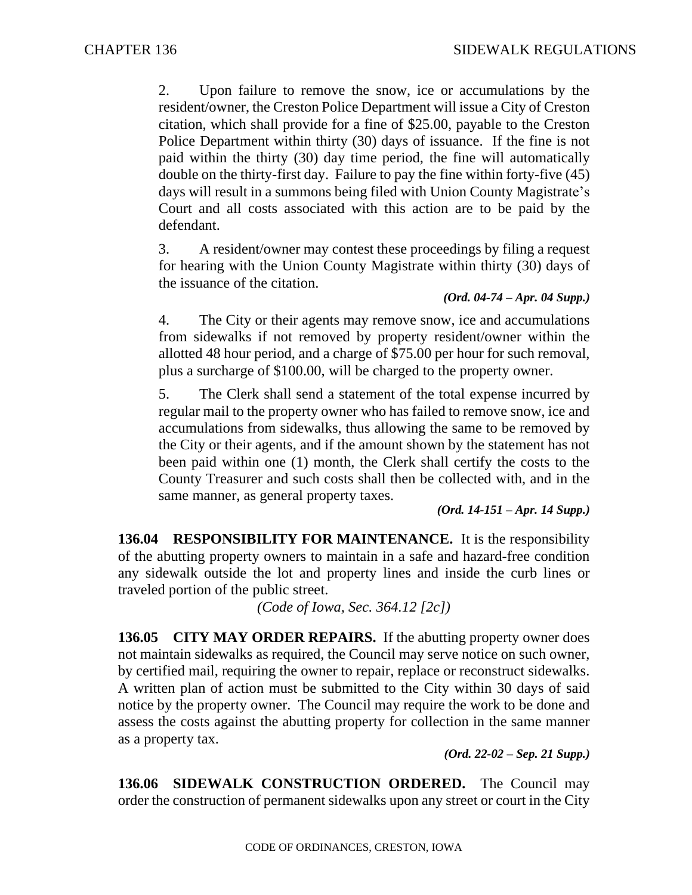2. Upon failure to remove the snow, ice or accumulations by the resident/owner, the Creston Police Department will issue a City of Creston citation, which shall provide for a fine of $25.00, payable to the Creston Police Department within thirty (30) days of issuance. If the fine is not paid within the thirty (30) day time period, the fine will automatically double on the thirty-first day. Failure to pay the fine within forty-five (45) days will result in a summons being filed with Union County Magistrate's Court and all costs associated with this action are to be paid by the defendant.

3. A resident/owner may contest these proceedings by filing a request for hearing with the Union County Magistrate within thirty (30) days of the issuance of the citation.

*(Ord. 04-74 – Apr. 04 Supp.)*

4. The City or their agents may remove snow, ice and accumulations from sidewalks if not removed by property resident/owner within the allotted 48 hour period, and a charge of $75.00 per hour for such removal, plus a surcharge of $100.00, will be charged to the property owner.

5. The Clerk shall send a statement of the total expense incurred by regular mail to the property owner who has failed to remove snow, ice and accumulations from sidewalks, thus allowing the same to be removed by the City or their agents, and if the amount shown by the statement has not been paid within one (1) month, the Clerk shall certify the costs to the County Treasurer and such costs shall then be collected with, and in the same manner, as general property taxes.

*(Ord. 14-151 – Apr. 14 Supp.)*

**136.04 RESPONSIBILITY FOR MAINTENANCE.** It is the responsibility of the abutting property owners to maintain in a safe and hazard-free condition any sidewalk outside the lot and property lines and inside the curb lines or traveled portion of the public street.

*(Code of Iowa, Sec. 364.12 [2c])*

**136.05 CITY MAY ORDER REPAIRS.** If the abutting property owner does not maintain sidewalks as required, the Council may serve notice on such owner, by certified mail, requiring the owner to repair, replace or reconstruct sidewalks. A written plan of action must be submitted to the City within 30 days of said notice by the property owner. The Council may require the work to be done and assess the costs against the abutting property for collection in the same manner as a property tax.

*(Ord. 22-02 – Sep. 21 Supp.)*

**136.06 SIDEWALK CONSTRUCTION ORDERED.** The Council may order the construction of permanent sidewalks upon any street or court in the City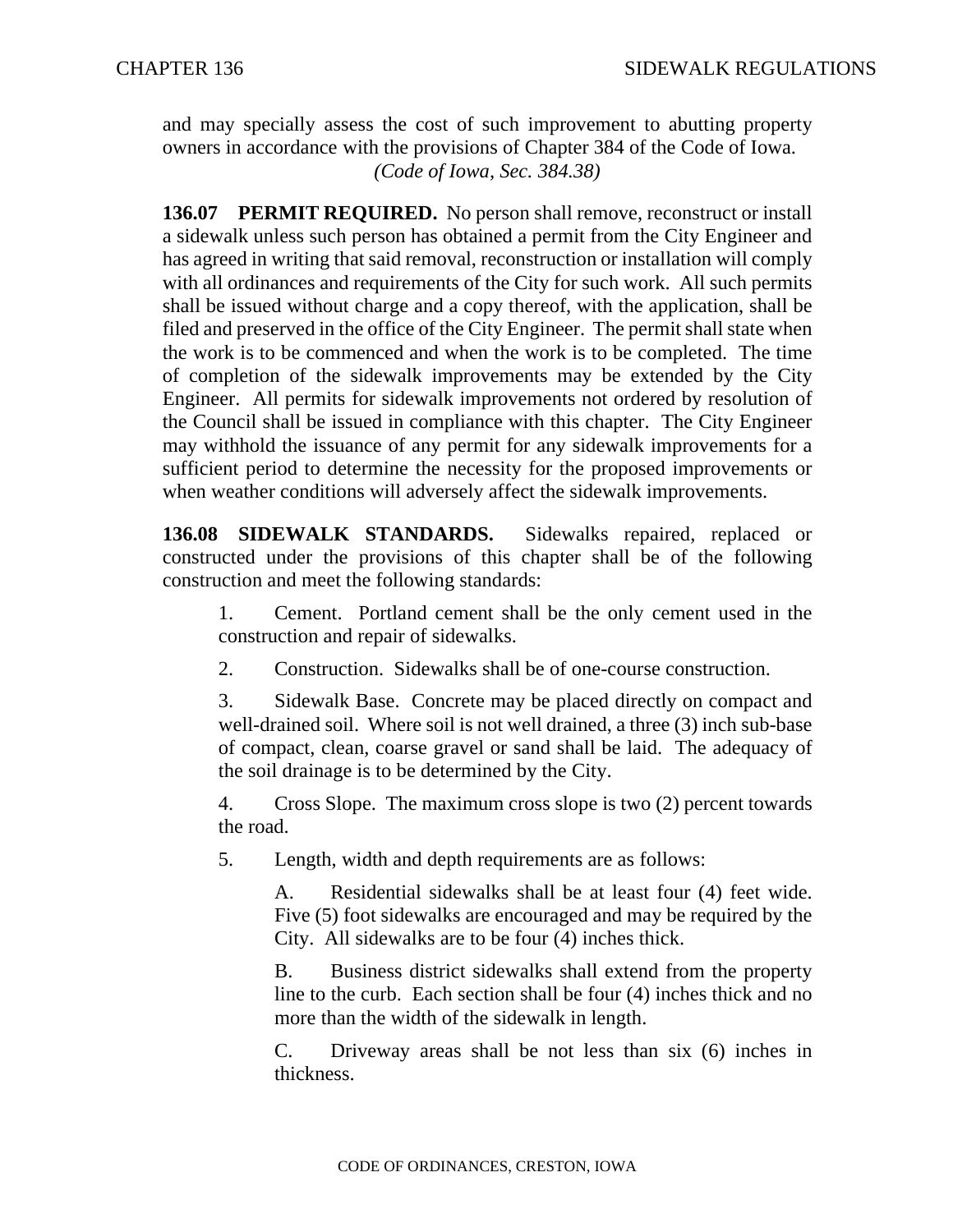and may specially assess the cost of such improvement to abutting property owners in accordance with the provisions of Chapter 384 of the Code of Iowa.
*(Code of Iowa, Sec. 384.38)*

**136.07 PERMIT REQUIRED.** No person shall remove, reconstruct or install a sidewalk unless such person has obtained a permit from the City Engineer and has agreed in writing that said removal, reconstruction or installation will comply with all ordinances and requirements of the City for such work. All such permits shall be issued without charge and a copy thereof, with the application, shall be filed and preserved in the office of the City Engineer. The permit shall state when the work is to be commenced and when the work is to be completed. The time of completion of the sidewalk improvements may be extended by the City Engineer. All permits for sidewalk improvements not ordered by resolution of the Council shall be issued in compliance with this chapter. The City Engineer may withhold the issuance of any permit for any sidewalk improvements for a sufficient period to determine the necessity for the proposed improvements or when weather conditions will adversely affect the sidewalk improvements.

**136.08 SIDEWALK STANDARDS.** Sidewalks repaired, replaced or constructed under the provisions of this chapter shall be of the following construction and meet the following standards:

1. Cement. Portland cement shall be the only cement used in the construction and repair of sidewalks.

2. Construction. Sidewalks shall be of one-course construction.

3. Sidewalk Base. Concrete may be placed directly on compact and well-drained soil. Where soil is not well drained, a three (3) inch sub-base of compact, clean, coarse gravel or sand shall be laid. The adequacy of the soil drainage is to be determined by the City.

4. Cross Slope. The maximum cross slope is two (2) percent towards the road.

5. Length, width and depth requirements are as follows:

   A. Residential sidewalks shall be at least four (4) feet wide. Five (5) foot sidewalks are encouraged and may be required by the City. All sidewalks are to be four (4) inches thick.

   B. Business district sidewalks shall extend from the property line to the curb. Each section shall be four (4) inches thick and no more than the width of the sidewalk in length.

   C. Driveway areas shall be not less than six (6) inches in thickness.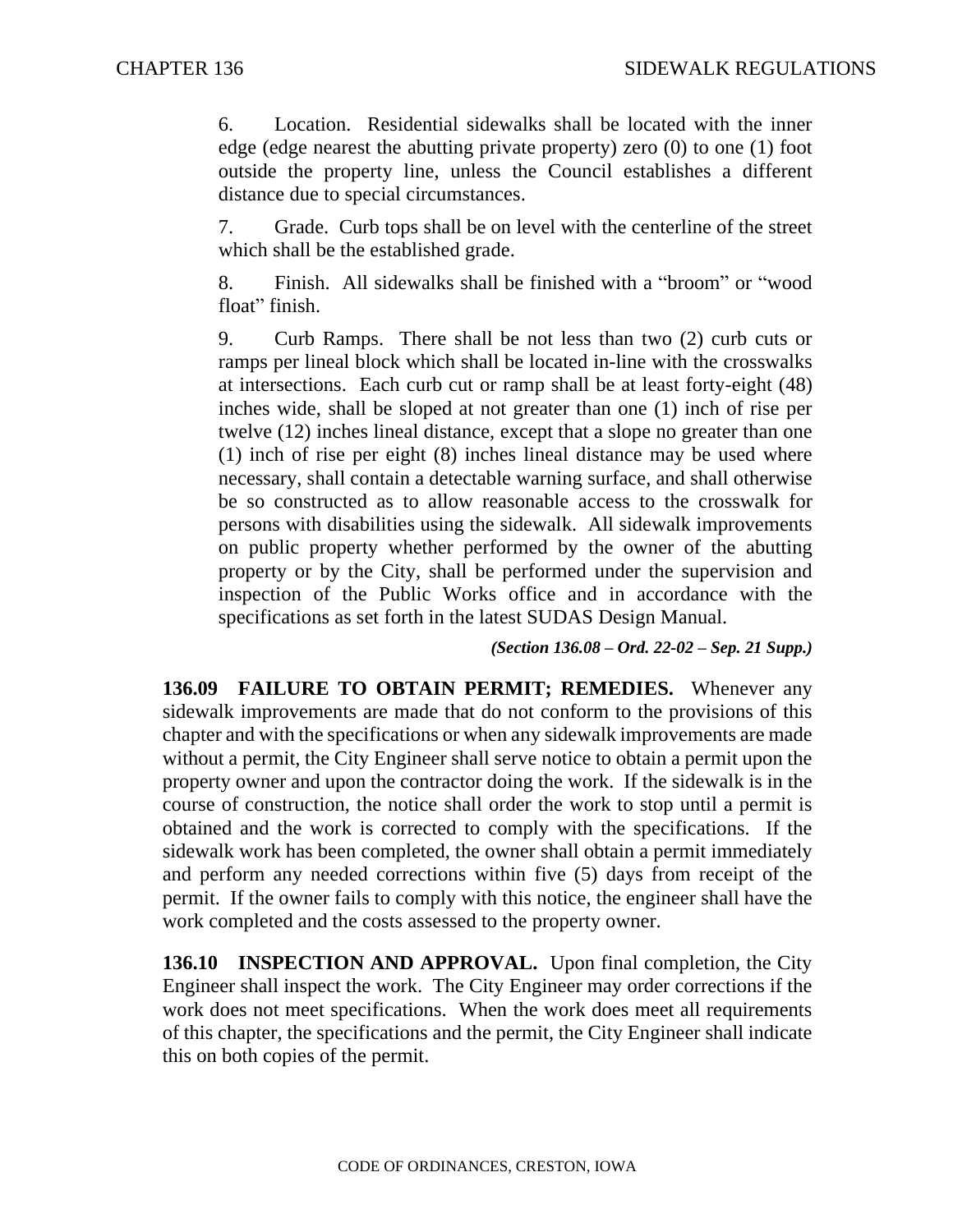6. Location. Residential sidewalks shall be located with the inner edge (edge nearest the abutting private property) zero (0) to one (1) foot outside the property line, unless the Council establishes a different distance due to special circumstances.

7. Grade. Curb tops shall be on level with the centerline of the street which shall be the established grade.

8. Finish. All sidewalks shall be finished with a "broom" or "wood float" finish.

9. Curb Ramps. There shall be not less than two (2) curb cuts or ramps per lineal block which shall be located in-line with the crosswalks at intersections. Each curb cut or ramp shall be at least forty-eight (48) inches wide, shall be sloped at not greater than one (1) inch of rise per twelve (12) inches lineal distance, except that a slope no greater than one (1) inch of rise per eight (8) inches lineal distance may be used where necessary, shall contain a detectable warning surface, and shall otherwise be so constructed as to allow reasonable access to the crosswalk for persons with disabilities using the sidewalk. All sidewalk improvements on public property whether performed by the owner of the abutting property or by the City, shall be performed under the supervision and inspection of the Public Works office and in accordance with the specifications as set forth in the latest SUDAS Design Manual.

*(Section 136.08 – Ord. 22-02 – Sep. 21 Supp.)*

**136.09 FAILURE TO OBTAIN PERMIT; REMEDIES.** Whenever any sidewalk improvements are made that do not conform to the provisions of this chapter and with the specifications or when any sidewalk improvements are made without a permit, the City Engineer shall serve notice to obtain a permit upon the property owner and upon the contractor doing the work. If the sidewalk is in the course of construction, the notice shall order the work to stop until a permit is obtained and the work is corrected to comply with the specifications. If the sidewalk work has been completed, the owner shall obtain a permit immediately and perform any needed corrections within five (5) days from receipt of the permit. If the owner fails to comply with this notice, the engineer shall have the work completed and the costs assessed to the property owner.

**136.10 INSPECTION AND APPROVAL.** Upon final completion, the City Engineer shall inspect the work. The City Engineer may order corrections if the work does not meet specifications. When the work does meet all requirements of this chapter, the specifications and the permit, the City Engineer shall indicate this on both copies of the permit.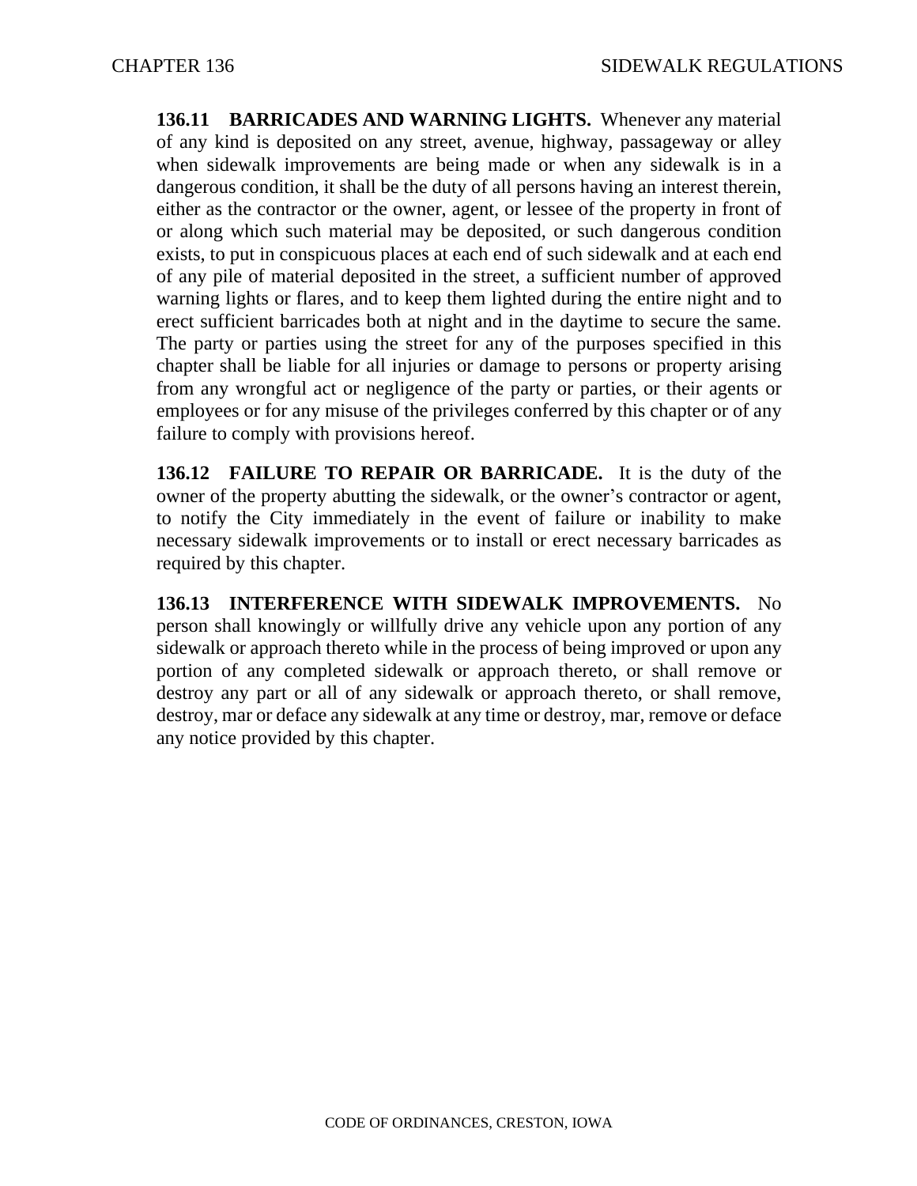**136.11 BARRICADES AND WARNING LIGHTS.** Whenever any material of any kind is deposited on any street, avenue, highway, passageway or alley when sidewalk improvements are being made or when any sidewalk is in a dangerous condition, it shall be the duty of all persons having an interest therein, either as the contractor or the owner, agent, or lessee of the property in front of or along which such material may be deposited, or such dangerous condition exists, to put in conspicuous places at each end of such sidewalk and at each end of any pile of material deposited in the street, a sufficient number of approved warning lights or flares, and to keep them lighted during the entire night and to erect sufficient barricades both at night and in the daytime to secure the same. The party or parties using the street for any of the purposes specified in this chapter shall be liable for all injuries or damage to persons or property arising from any wrongful act or negligence of the party or parties, or their agents or employees or for any misuse of the privileges conferred by this chapter or of any failure to comply with provisions hereof.

**136.12 FAILURE TO REPAIR OR BARRICADE.** It is the duty of the owner of the property abutting the sidewalk, or the owner's contractor or agent, to notify the City immediately in the event of failure or inability to make necessary sidewalk improvements or to install or erect necessary barricades as required by this chapter.

**136.13 INTERFERENCE WITH SIDEWALK IMPROVEMENTS.** No person shall knowingly or willfully drive any vehicle upon any portion of any sidewalk or approach thereto while in the process of being improved or upon any portion of any completed sidewalk or approach thereto, or shall remove or destroy any part or all of any sidewalk or approach thereto, or shall remove, destroy, mar or deface any sidewalk at any time or destroy, mar, remove or deface any notice provided by this chapter.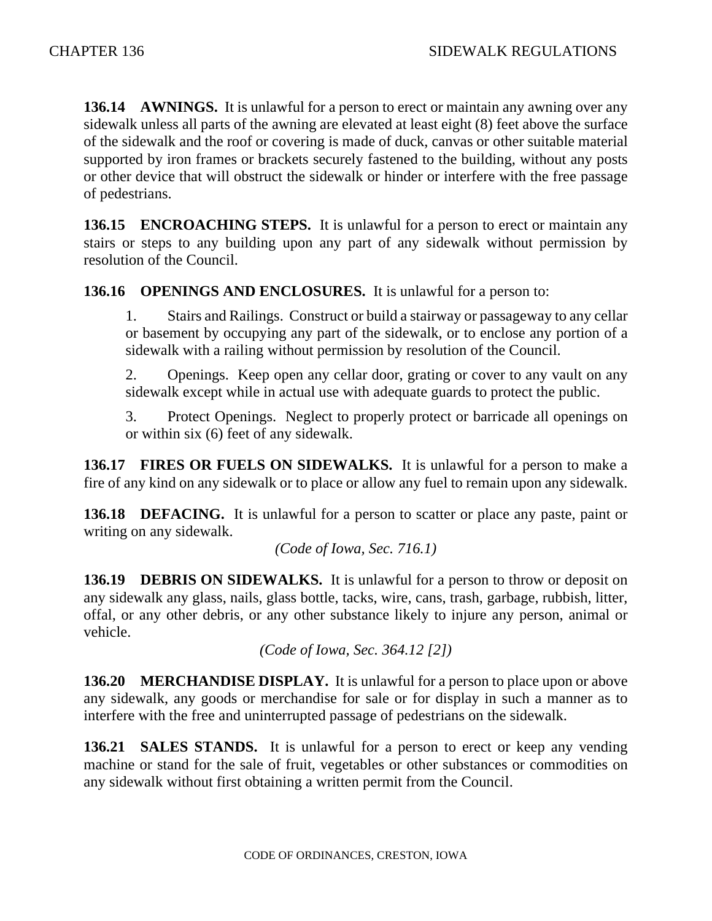**136.14 AWNINGS.** It is unlawful for a person to erect or maintain any awning over any sidewalk unless all parts of the awning are elevated at least eight (8) feet above the surface of the sidewalk and the roof or covering is made of duck, canvas or other suitable material supported by iron frames or brackets securely fastened to the building, without any posts or other device that will obstruct the sidewalk or hinder or interfere with the free passage of pedestrians.

**136.15 ENCROACHING STEPS.** It is unlawful for a person to erect or maintain any stairs or steps to any building upon any part of any sidewalk without permission by resolution of the Council.

**136.16 OPENINGS AND ENCLOSURES.** It is unlawful for a person to:

1. Stairs and Railings. Construct or build a stairway or passageway to any cellar or basement by occupying any part of the sidewalk, or to enclose any portion of a sidewalk with a railing without permission by resolution of the Council.

2. Openings. Keep open any cellar door, grating or cover to any vault on any sidewalk except while in actual use with adequate guards to protect the public.

3. Protect Openings. Neglect to properly protect or barricade all openings on or within six (6) feet of any sidewalk.

**136.17 FIRES OR FUELS ON SIDEWALKS.** It is unlawful for a person to make a fire of any kind on any sidewalk or to place or allow any fuel to remain upon any sidewalk.

**136.18 DEFACING.** It is unlawful for a person to scatter or place any paste, paint or writing on any sidewalk.

*(Code of Iowa, Sec. 716.1)*

**136.19 DEBRIS ON SIDEWALKS.** It is unlawful for a person to throw or deposit on any sidewalk any glass, nails, glass bottle, tacks, wire, cans, trash, garbage, rubbish, litter, offal, or any other debris, or any other substance likely to injure any person, animal or vehicle.

*(Code of Iowa, Sec. 364.12 [2])*

**136.20 MERCHANDISE DISPLAY.** It is unlawful for a person to place upon or above any sidewalk, any goods or merchandise for sale or for display in such a manner as to interfere with the free and uninterrupted passage of pedestrians on the sidewalk.

**136.21 SALES STANDS.** It is unlawful for a person to erect or keep any vending machine or stand for the sale of fruit, vegetables or other substances or commodities on any sidewalk without first obtaining a written permit from the Council.